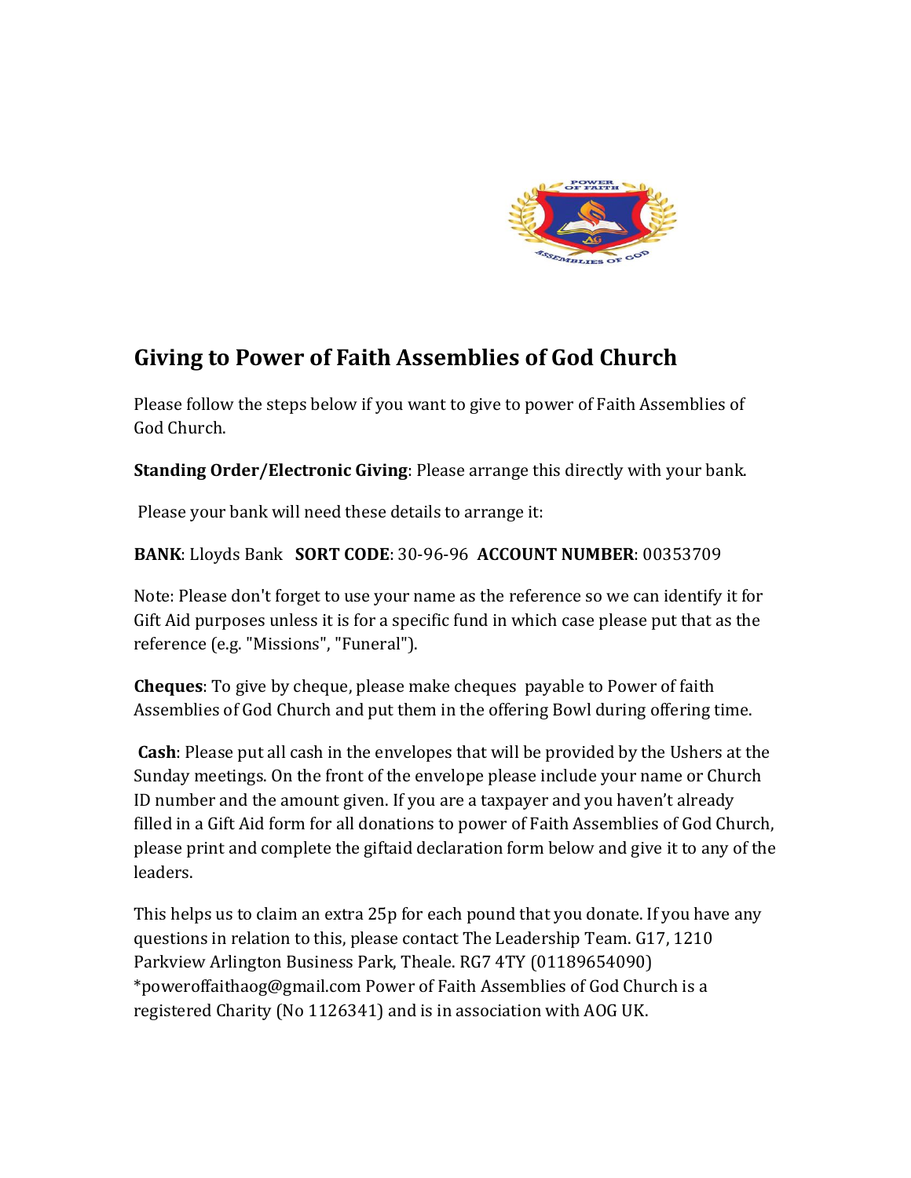# Giving to Power of Faith Assemblies of God Church

Please follow the steps below if you want to give to power of Faith Assemblies of God Church.

**Standing Order/Electronic Giving**: Please arrange this directly with your bank.

Please your bank will need these details to arrange it:

**BANK**: Lloyds Bank **SORT CODE**: 30-96-96 **ACCOUNT NUMBER**: 00353709

Note: Please don't forget to use your name as the reference so we can identify it for Gift Aid purposes unless it is for a specific fund in which case please put that as the reference (e.g. "Missions", "Funeral").

**Cheques**: To give by cheque, please make cheques payable to Power of faith Assemblies of God Church and put them in the offering Bowl during offering time.

**Cash**: Please put all cash in the envelopes that will be provided by the Ushers at the Sunday meetings. On the front of the envelope please include your name or Church ID number and the amount given. If you are a taxpayer and you haven't already filled in a Gift Aid form for all donations to power of Faith Assemblies of God Church, please print and complete the giftaid declaration form below and give it to any of the leaders.

This helps us to claim an extra 25p for each pound that you donate. If you have any questions in relation to this, please contact The Leadership Team. G17, 1210 Parkview Arlington Business Park, Theale. RG7 4TY (01189654090) *poweroffaithaog@gmail.com Power of Faith Assemblies of God Church is a registered Charity (No 1126341) and is in association with AOG UK.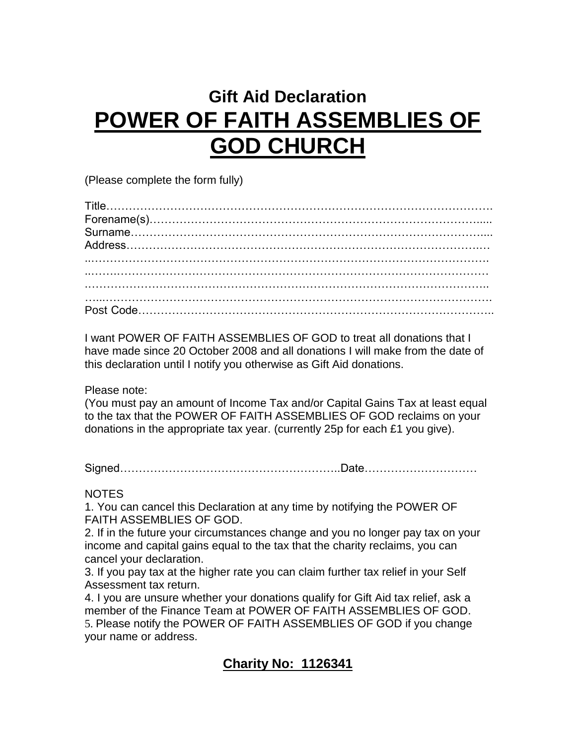## Gift Aid Declaration

# POWER OF FAITH ASSEMBLIES OF GOD CHURCH

(Please complete the form fully)

Title………………………………………………………………………………………….
Forename(s)……………………………………………………………………………....
Surname…………………………………………………………………………………....
Address………………………………………………………………………………….…
..…………………………………………………………………………………………….
..…….………………………………………………………………………………………
.……………………………………………………………………………………………..
…...………………………………………………………………………………………….
Post Code…………………………………………………………………………………..

I want POWER OF FAITH ASSEMBLIES OF GOD to treat all donations that I have made since 20 October 2008 and all donations I will make from the date of this declaration until I notify you otherwise as Gift Aid donations.

Please note:
(You must pay an amount of Income Tax and/or Capital Gains Tax at least equal to the tax that the POWER OF FAITH ASSEMBLIES OF GOD reclaims on your donations in the appropriate tax year. (currently 25p for each £1 you give).

Signed…………………………………………………..Date…………………………

NOTES
1. You can cancel this Declaration at any time by notifying the POWER OF FAITH ASSEMBLIES OF GOD.
2. If in the future your circumstances change and you no longer pay tax on your income and capital gains equal to the tax that the charity reclaims, you can cancel your declaration.
3. If you pay tax at the higher rate you can claim further tax relief in your Self Assessment tax return.
4. I you are unsure whether your donations qualify for Gift Aid tax relief, ask a member of the Finance Team at POWER OF FAITH ASSEMBLIES OF GOD.
5. Please notify the POWER OF FAITH ASSEMBLIES OF GOD if you change your name or address.

**Charity No: 1126341**